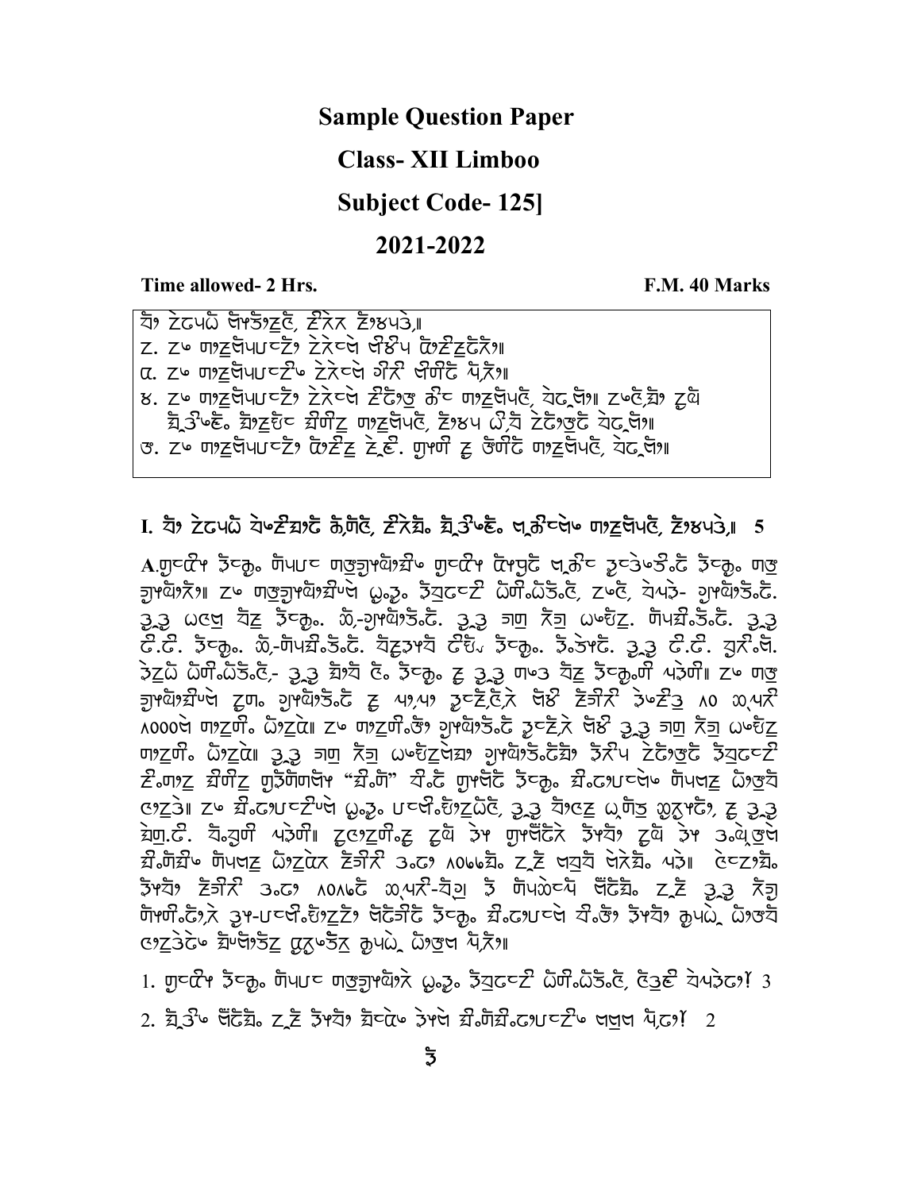# Sample Question Paper

## Class- XII Limboo

## Subject Code- 125]

## 2021-2022

**Time allowed- 2 Hrs.** **F.M. 40 Marks**

ᤔᤡ ᤋᤢᤐᤣ ᤐᤠᤛᤡᤔᤢ, ᤀᤡᤛᤡ ᤛᤡᤳᤐᤖᤡ᥄

ᤁ. ᤀᤢ ᤔᤡᤀᤢᤐᤣᤔᤢᤀ ᤋᤢᤛᤡᤀ ᤐᤠᤛᤢᤐ ᤂᤡᤀᤢᤀᤢᤂᤡ᥄

ᤂ. ᤀᤢ ᤔᤡᤀᤢᤐᤣᤔᤢᤀ ᤋᤢᤛᤡᤀ ᤃᤡᤛᤡ ᤐᤡᤔᤡᤂ ᤐᤢᤛᤡ᥄

ᤃ. ᤀᤢ ᤔᤡᤀᤢᤐᤣᤔᤢᤀ ᤋᤢᤛᤡᤀ ᤀᤢᤂᤡᤋᤢ ᤁᤡᤀ ᤔᤡᤀᤢᤐᤣᤐᤡ, ᤐᤢᤂᤢᤐᤡ᥄ ᤀᤢᤀᤡ ᤂᤢᤡ ᤀᤢᤐᤡ ᤂᤡᤃᤢᤀᤡ ᤂᤡᤀᤢᤐᤡᤀ ᤂᤡᤔᤡᤀ ᤔᤡᤀᤢᤐᤣᤐᤡ, ᤛᤡᤳᤐ ᤐᤡᤐᤡ ᤋᤢᤂᤡᤋᤢᤂᤡ ᤐᤢᤂᤢᤐᤡ᥄

ᤄ. ᤀᤢ ᤔᤡᤀᤢᤐᤣᤔᤢᤀ ᤂᤡᤀᤢᤀᤢ ᤋᤢᤀᤢ. ᤃᤡᤔᤡ ᤀᤢ ᤋᤢᤔᤡᤂ ᤔᤡᤀᤢᤐᤣᤐᤡ, ᤐᤢᤂᤢᤐᤡ᥄

## I. ᤔᤡ ᤋᤢᤐᤣ ᤐᤢᤀᤡᤂᤡ ᤁᤡᤔᤡ, ᤀᤡᤛᤡᤂᤡ ᤂᤡᤃᤢᤀᤡ ᤐᤡᤂᤡᤀᤢ ᤔᤡᤀᤢᤐᤣᤐᤡ, ᤛᤡᤳᤐᤖᤡ᥄ 5

**A.** ᤃᤢᤀᤡ ᤋᤢᤀᤢ ᤐᤡᤐᤢᤀ ᤔᤡᤐᤣᤃᤢᤐᤡᤂᤡ ᤃᤢᤀᤡ ᤂᤡᤐᤢᤐᤡ ᤐᤡᤂᤡᤀ ᤀᤢᤋᤢᤀᤡᤂᤡ ᤋᤢᤀᤢ ᤔᤡ ᤃᤢᤐᤡᤂᤡᤂᤡ᥄ ᤀᤢ ᤔᤡᤐᤣᤃᤢᤐᤡᤂᤡᤀᤢ ᤋᤢᤀᤢ ᤋᤢᤀᤢᤀᤢᤀᤡ ᤂᤡᤔᤡᤂᤡᤂᤡ, ᤀᤢᤀᤡ, ᤐᤢᤐᤢ- ᤃᤢᤐᤡᤂᤡ. ᤀᤢ ᤀᤢ ᤀᤢᤀᤢ ᤐᤡᤀᤢ ᤋᤢᤀᤢ. ᤂᤡ-ᤃᤢᤐᤡᤂᤡ. ᤀᤢ ᤀᤢ ᤀᤢᤔᤡ ᤂᤡᤀᤢ ᤀᤢᤐᤡᤀᤢ. ᤐᤡᤐᤢᤂᤡᤂᤡ. ᤀᤢ ᤀᤢ ᤂᤡ.ᤂᤡ. ᤋᤢᤀᤢ. ᤂᤡ-ᤐᤡᤐᤢᤂᤡᤂᤡ. ᤐᤡᤀᤢᤋᤢᤐᤡ ᤂᤡᤀᤢ ᤋᤢᤀᤢ. ᤋᤢᤂᤡ. ᤀᤢ ᤀᤢ ᤂᤡ.ᤂᤡ. ᤃᤢᤂᤡᤐᤡ. ᤋᤢᤀᤢ ᤂᤡᤔᤡᤂᤡᤂᤡ- ᤀᤢ ᤀᤢ ᤂᤡᤐᤡ ᤂᤡ. ᤋᤢᤀᤢ. ᤀᤢ ᤀᤢ ᤀᤢ ᤔᤢᤀ ᤐᤡᤀᤢ ᤋᤢᤀᤢᤔᤡ ᤐᤢᤋᤢᤔᤡ᥄ ᤀᤢ ᤔᤡᤐᤣᤃᤢᤐᤡᤂᤡᤀᤢ ᤀᤢᤔᤡ, ᤃᤢᤐᤡᤂᤡ ᤀᤢ ᤐᤡ,ᤐᤡ ᤀᤢᤀᤢᤀᤢ ᤐᤡᤂᤡ ᤀᤡᤂᤡᤀᤡ ᤋᤢᤀᤢᤂᤡ ᥇0 ᤂᤡ.ᤐᤡ ᥇000ᤀᤢ ᤔᤡᤀᤢᤔᤡ ᤂᤡᤀᤢᤂᤡ᥄ ᤀᤢ ᤔᤡᤀᤢᤔᤡᤂᤡ ᤃᤢᤐᤡᤂᤡ ᤀᤢᤀᤢᤀᤢ ᤐᤡᤂᤡ ᤀᤢ ᤀᤢ ᤀᤢᤔᤡ ᤂᤡᤀᤢ ᤀᤢᤐᤡᤀᤢ ᤔᤡᤀᤢᤔᤡ ᤂᤡᤀᤢᤂᤡ᥄ ᤀᤢ ᤀᤢ ᤀᤢᤔᤡ ᤂᤡᤀᤢ ᤀᤢᤐᤡᤀᤢᤐᤡ ᤃᤢᤐᤡᤂᤡᤂᤡ ᤋᤢᤂᤡᤐ ᤋᤢᤂᤡᤋᤢᤂᤡ ᤋᤢᤀᤢᤀᤢᤀᤡ ᤀᤡ.ᤔᤡᤀᤢ ᤂᤡᤔᤡᤀᤢ ᤃᤢᤋᤢᤐᤡᤔᤡᤐᤡ "ᤂᤡ.ᤐᤡ" ᤐᤡ.ᤂᤡ ᤃᤢᤐᤡᤂᤡ ᤋᤢᤀᤢ. ᤂᤡ.ᤂᤡᤐᤢᤀᤢᤐᤡ ᤐᤡᤐᤢᤀᤢ ᤂᤡᤋᤢᤐᤡ ᤀᤡᤀᤢᤋᤢ᥄ ᤀᤢ ᤂᤡ.ᤂᤡᤐᤢᤀᤢᤀᤡᤐᤡ ᤋᤢᤀᤢ. ᤐᤢᤐᤡ.ᤐᤡᤀᤢᤂᤡᤐᤡ, ᤀᤢ ᤀᤢ ᤐᤡᤀᤢᤀᤢ ᤀᤢ.ᤐᤡᤋᤢ ᤀᤢᤀᤢᤐᤡᤂᤡ, ᤀᤢ ᤀᤢ ᤀᤢ ᤀᤢᤔᤡ.ᤂᤡ. ᤐᤡ.ᤃᤢᤔᤡ ᤐᤢᤋᤢᤔᤡ᥄ ᤀᤢᤀᤢᤀᤢᤔᤡ.ᤀᤢ ᤀᤢᤐᤡ ᤋᤢᤐ ᤃᤢᤐᤡᤂᤡᤀᤡ ᤋᤢᤐᤡᤐᤡ ᤀᤢᤐᤡ ᤋᤢᤐ ᤀᤢ.ᤐᤡ.ᤀᤢᤐᤡ ᤂᤡ.ᤐᤡᤂᤡᤀᤢ ᤐᤡᤐᤢᤐᤡᤀᤢ ᤂᤡᤀᤢᤂᤡ ᤀᤡᤂᤡᤀᤡ ᤀᤢ.ᤂᤡ ᥇0᥇᥌ᤂᤡ. ᤀᤢᤀᤢ ᤐᤢᤃᤢᤐᤡ ᤐᤡᤀᤡᤂᤡ. ᤐᤢᤋᤢ᥄ ᤀᤢᤀᤢᤂᤡ. ᤋᤢᤐᤡᤐᤡ ᤀᤡᤂᤡᤀᤡ ᤀᤢ.ᤂᤡ ᥇0᥇᥌ᤂᤡ ᤂᤡ.ᤐᤡ-ᤐᤡᤃᤢ ᤋᤢ ᤐᤡᤐᤢᤂᤡᤀᤢᤐᤡ ᤐᤡᤂᤡᤂᤡ. ᤀᤢᤀᤢ ᤀᤢ ᤀᤢ ᤀᤢᤃᤢ ᤐᤡᤐᤡᤔᤡ.ᤂᤡᤀᤡ ᤀᤢᤐ-ᤐᤢᤀᤢᤐᤡ.ᤐᤡᤀᤢᤀᤢᤀᤢ ᤐᤡᤂᤡᤀᤡᤂᤡ ᤋᤢᤀᤢ. ᤂᤡ.ᤂᤡᤐᤢᤀᤢᤀᤢ ᤐᤡ.ᤋᤢ ᤋᤢᤐᤡᤐᤡ ᤁᤢᤐᤢᤀᤢ ᤂᤡᤋᤢᤐᤡ ᤀᤡᤀᤢᤋᤢᤂᤡᤀᤢ ᤂᤡᤐᤡᤂᤡᤀᤢ ᤀᤢᤀᤢᤂᤡᤀᤢ ᤁᤢᤐᤢᤀᤢ ᤂᤡᤋᤢᤐᤡ ᤐᤢᤂᤡ᥄

1. ᤃᤢᤀᤡ ᤋᤢᤀᤢ ᤐᤡᤐᤢᤀ ᤔᤡᤐᤣᤃᤢᤐᤡᤂᤡ ᤀᤢ.ᤀᤢ ᤋᤢᤀᤢᤀᤢᤀᤡ ᤂᤡᤔᤡᤂᤡᤂᤡ, ᤀᤢᤋᤢᤀᤢ ᤐᤢᤐᤢᤋᤢᤂᤡ᥅ 3

2. ᤂᤡ.ᤋᤢᤀᤢ ᤐᤡᤂᤡᤂᤡ. ᤀᤢᤀᤢ ᤋᤢᤐᤡᤐᤡ ᤂᤡᤀᤢᤀᤢ ᤋᤢᤐᤡ ᤂᤡ.ᤐᤡᤂᤡ.ᤂᤡᤐᤢᤀᤢᤀᤢ ᤐᤢᤐᤢ ᤐᤢ.ᤂᤡ᥅ 2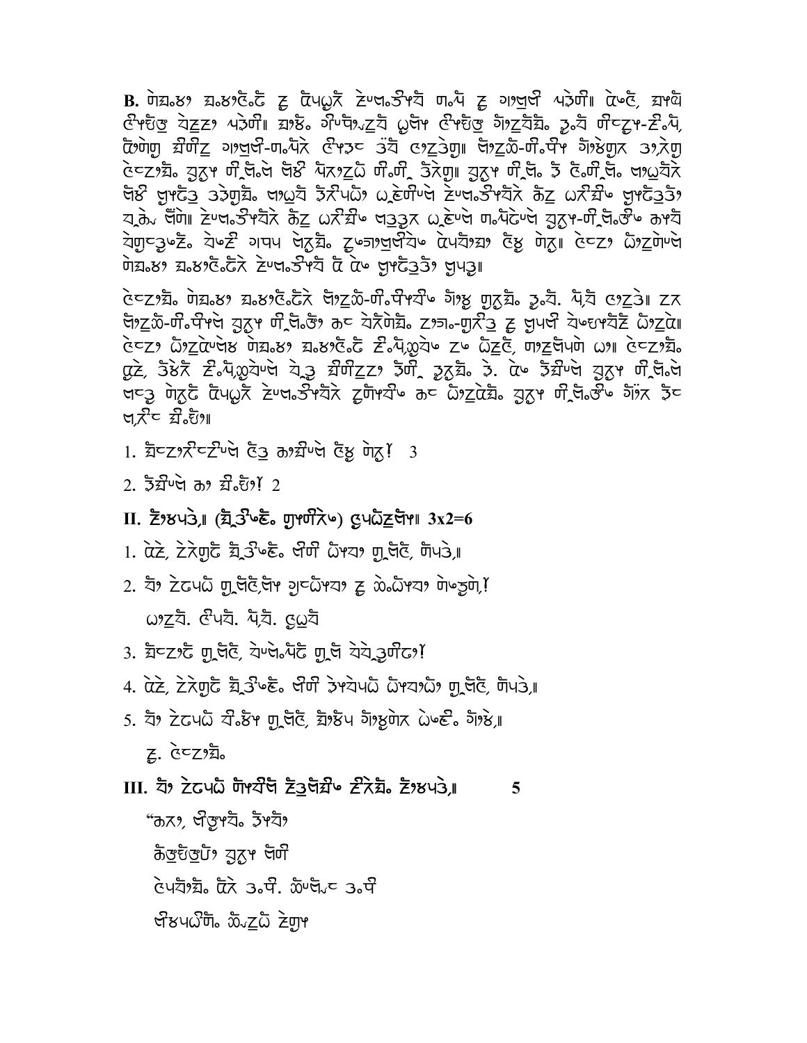**B.** [Paragraph in non-Latin script; not transcribed]

[Paragraph in non-Latin script; not transcribed]

1. [Question in non-Latin script; not transcribed] 3

2. [Question in non-Latin script; not transcribed] 2

## II. [Heading in non-Latin script; not transcribed] 3x2=6

1. [Question in non-Latin script; not transcribed]

2. [Question in non-Latin script; not transcribed]

   [Answer options in non-Latin script; not transcribed]

3. [Question in non-Latin script; not transcribed]

4. [Question in non-Latin script; not transcribed]

5. [Question in non-Latin script; not transcribed]

   [Line in non-Latin script; not transcribed]

## III. [Heading in non-Latin script; not transcribed] 5

"[Verse line in non-Latin script; not transcribed]

[Verse line in non-Latin script; not transcribed]

[Verse line in non-Latin script; not transcribed]

[Verse line in non-Latin script; not transcribed]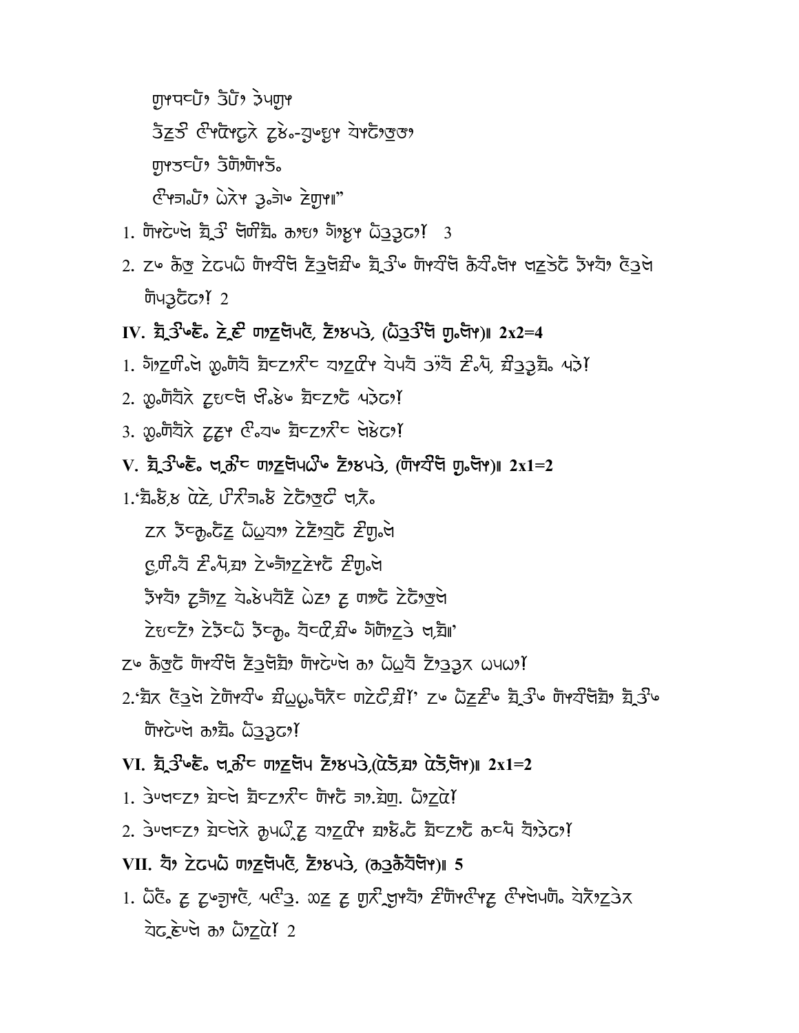ᤔᤠᤴᤐᤱᤠᤀᤡ ᤋᤠᤀᤡ ᤋᤧᤐᤔᤠᤴ

ᤋᤧᤏᤡ ᤀᤢᤴᤀᤢᤴᤃᤢᤀᤧ ᤏᤧ᤺ᤶ-ᤒᤡᤃᤧᤴ ᤕᤴᤃᤢᤀᤡᤴᤀᤡ

ᤔᤠᤴᤋᤱᤠᤀᤡ ᤋᤧᤔᤡᤔᤡᤴᤛᤡ᤺

ᤀᤢᤴᤌᤠ᤺ᤀᤡ ᤀᤧᤸᤴ ᤃᤠ᤺ᤀᤡᤶ ᤏᤢᤔᤠᤴ॥"

1. ᤔᤡᤴᤃᤢᤶᤀᤧ ᤒᤡᤋᤡ ᤀᤢᤔᤡᤒᤢ᤺ ᤁᤡᤃᤡ ᤃᤡᤴᤏᤢᤴ ᤀᤡᤃᤡᤃᤢᤀᤡ! 3

2. ᤏᤶ ᤁᤢᤋᤡ ᤏᤃᤢᤐᤀᤡ ᤔᤡᤴᤕᤡᤀᤧ ᤏᤡᤃᤡᤀᤧᤒᤡᤶ ᤒᤡᤋᤡᤶ ᤔᤡᤴᤕᤡᤀᤧ ᤁᤡᤕᤡ᤺ᤀᤡᤴ ᤀᤏᤢᤃᤢ ᤋᤡᤴᤕᤡ ᤀᤡᤃᤢᤀᤧ ᤔᤡᤐᤃᤢᤃᤢᤀᤡ! 2

## IV. ᤒᤡᤋᤡᤶᤀᤡ᤺ ᤏᤡᤀᤡ ᤔᤡᤏᤢᤀᤧᤐᤀᤧ, ᤏᤡᤴᤐᤋᤧ, (ᤀᤡᤃᤡᤋᤡᤀᤧ ᤔᤡ᤺ᤀᤡᤴ)॥ 2x2=4

1. ᤃᤡᤏᤢᤔᤡ᤺ᤀᤧ ᤀᤡ᤺ᤔᤡᤒᤡ ᤒᤡᤱᤏᤡᤁᤡᤱ ᤒᤡᤏᤢᤀᤡᤴ ᤕᤐᤒᤡ ᤃᤡᤒᤡ ᤏᤡ᤺ᤐᤡ, ᤒᤡᤃᤢᤃᤢᤒᤡ᤺ ᤐᤃᤡ!

2. ᤀᤡ᤺ᤔᤡᤒᤡᤁᤡ ᤏᤢᤃᤱᤀᤧ ᤀᤡ᤺ᤀᤡᤶ ᤒᤡᤱᤏᤡᤃᤡ ᤐᤃᤡᤃᤡ!

3. ᤀᤡ᤺ᤔᤡᤒᤡᤁᤡ ᤏᤢᤏᤢᤴ ᤀᤡ᤺ᤒᤶ ᤒᤡᤱᤏᤡᤁᤡᤱ ᤀᤧᤀᤡᤃᤡ!

## V. ᤒᤡᤋᤡᤶᤀᤡ᤺ ᤀᤧᤁᤡᤱ ᤔᤡᤏᤢᤀᤧᤐᤀᤡᤶ ᤏᤡᤴᤐᤋᤧ, (ᤔᤡᤴᤕᤡᤀᤧ ᤔᤡ᤺ᤀᤡᤴ)॥ 2x1=2

1. 'ᤒᤡ᤺ᤀᤡ,ᤀ ᤀᤡᤏᤡ, ᤀᤡᤁᤡᤌᤠ᤺ᤀᤡ ᤏᤡᤃᤡᤀᤡᤀᤡ ᤀᤧᤁᤡ᤺

ᤏᤁ ᤋᤡᤱᤁᤢ᤺ᤃᤡᤏᤢ ᤀᤡᤀᤢᤒᤡᤡ ᤏᤡᤏᤡᤒᤢᤃᤡ ᤏᤡᤔᤢ᤺ᤀᤧ

ᤃᤢ,ᤔᤡ᤺ᤒᤡ ᤏᤡ᤺ᤐᤡ,ᤌᤡ ᤏᤡᤶᤃᤡᤏᤢᤏᤡᤴᤃᤡ ᤏᤡᤔᤢ᤺ᤀᤧ

ᤋᤡᤴᤕᤡ ᤏᤢᤃᤡᤏᤢ ᤕ᤺ᤀᤡᤐᤒᤡᤏᤡ ᤀᤡᤏᤡ ᤏᤢ ᤔᤡᤃᤡ ᤏᤡᤃᤡᤀᤡᤀᤧ

ᤏᤡᤃᤱᤏᤡ ᤏᤡᤋᤡᤱᤀᤡ ᤋᤡᤱᤁᤢ᤺ ᤒᤡᤱᤀᤡ,ᤒᤡᤶ ᤃᤡᤔᤡᤏᤢᤃᤡ ᤀᤧ,ᤒᤡ॥'

ᤏᤶ ᤁᤢᤋᤡ ᤔᤡᤴᤕᤡᤀᤧ ᤏᤡᤃᤢᤀᤧᤒᤡ ᤔᤡᤴᤃᤢᤶᤀᤧ ᤁᤡ ᤀᤡᤀᤢᤒᤡ ᤏᤡᤃᤢᤃᤢᤁ ᤀᤐᤀᤡ!

2. 'ᤒᤡᤁ ᤀᤡᤃᤢᤀᤧ ᤏᤡᤔᤡᤴᤕᤡᤶ ᤒᤡᤀᤢᤀᤢ᤺ᤐᤡᤁᤡᤱ ᤔᤡᤏᤡᤀᤡ,ᤒᤡ!' ᤏᤶ ᤀᤡᤏᤢᤏᤡᤶ ᤒᤡᤋᤡᤶ ᤔᤡᤴᤕᤡᤀᤧᤒᤡ ᤒᤡᤋᤡᤶ ᤔᤡᤴᤃᤢᤶᤀᤧ ᤁᤡᤒᤡ᤺ ᤀᤡᤃᤢᤃᤢᤀᤡ!

## VI. ᤒᤡᤋᤡᤶᤀᤡ᤺ ᤀᤧᤁᤡᤱ ᤔᤡᤏᤢᤀᤧᤐ ᤏᤡᤴᤐᤋᤧ,(ᤀᤡᤋᤡ,ᤌᤡ ᤀᤡᤋᤡ,ᤀᤡᤴ)॥ 2x1=2

1. ᤋᤧᤶᤀᤱᤏᤡ ᤒᤡᤱᤀᤧ ᤒᤡᤱᤏᤡᤁᤡᤱ ᤔᤡᤴᤃᤡ ᤌᤡ.ᤒᤡᤔᤡ. ᤀᤡᤏᤢᤀᤡ!

2. ᤋᤧᤶᤀᤱᤏᤡ ᤒᤡᤱᤀᤧᤁ ᤁᤢᤐᤀᤡ,ᤏᤢ ᤒᤡᤏᤢᤀᤡᤴ ᤌᤡᤀᤡ᤺ᤃᤡ ᤒᤡᤱᤏᤡᤃᤡ ᤁᤱᤐᤡ ᤒᤡᤃᤡᤃᤡ!

## VII. ᤒᤡ ᤏᤃᤢᤐᤀᤡ ᤔᤡᤏᤢᤀᤧᤐᤀᤧ, ᤏᤡᤴᤐᤋᤧ, (ᤁᤃᤢᤁᤡᤒᤡᤀᤡᤴ)॥ 5

1. ᤀᤡᤀᤧ᤺ ᤏᤢ ᤏᤢᤶᤃᤡᤴᤀᤧ, ᤐᤀᤧᤃ. ᤀᤏᤢ ᤏᤢ ᤔᤢᤁᤡ,ᤃᤡᤴᤒᤡ ᤏᤡᤔᤡᤴᤀᤡᤴᤏᤢ ᤀᤡᤴᤀᤧᤐᤔᤡ᤺ ᤕᤁᤡᤏᤢᤃᤧᤁ ᤕᤃ,ᤏᤡᤶᤀᤧ ᤁᤡ ᤀᤡᤏᤢᤀᤡ! 2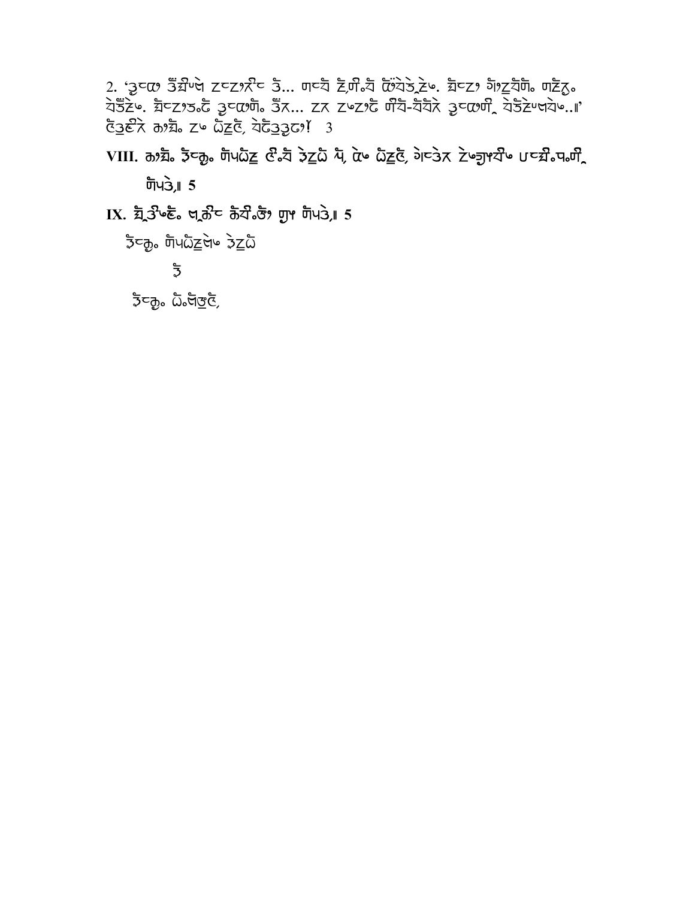2. '… … … … …' 3

**VIII.** … **5**

**IX.** … **5**